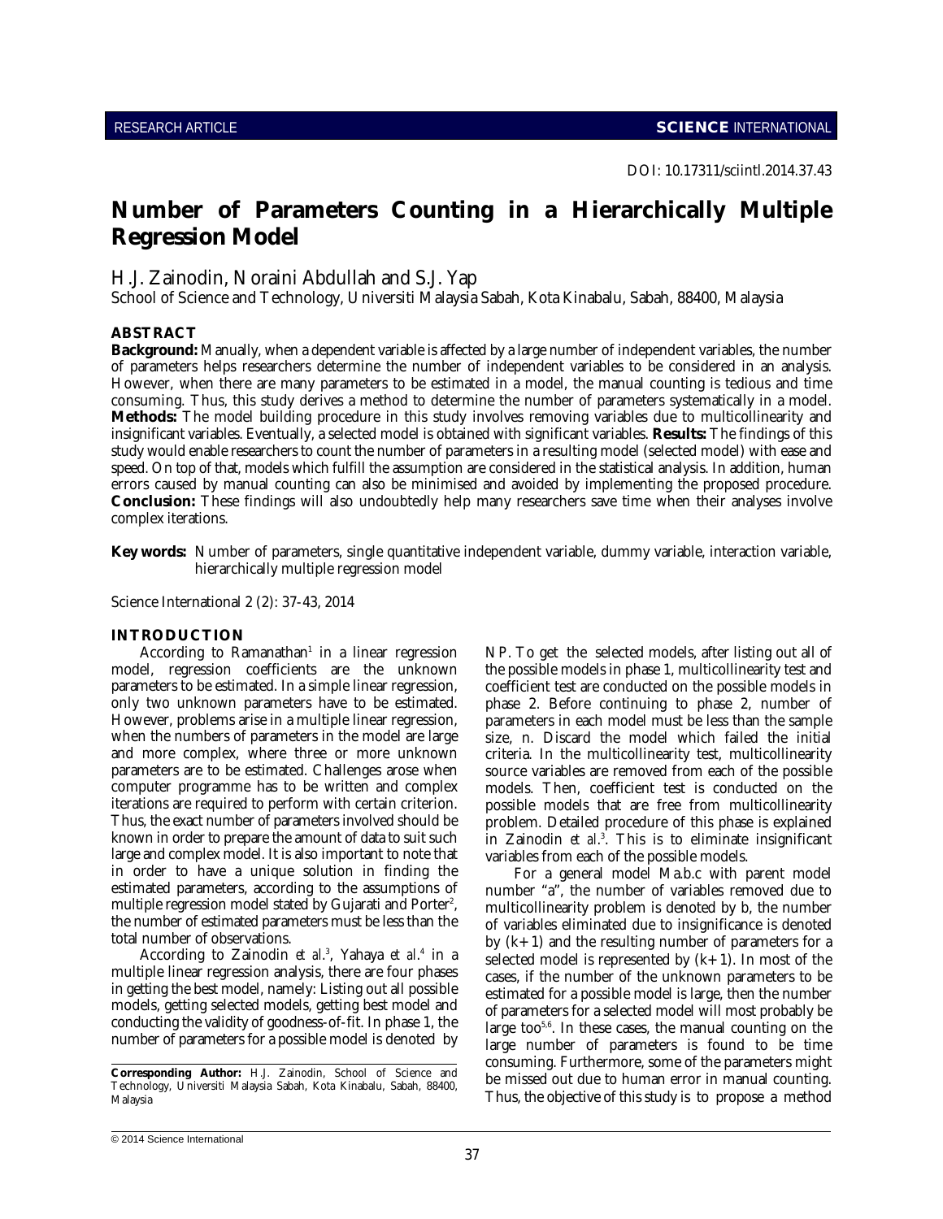RESEARCH ARTICLE **SCIENCE** INTERNATIONAL

DOI: 10.17311/sciintl.2014.37.43

# Number of Parameters Counting in a Hierarchically Multiple Regression Model

H.J. Zainodin, Noraini Abdullah and S.J. Yap

School of Science and Technology, Universiti Malaysia Sabah, Kota Kinabalu, Sabah, 88400, Malaysia

## ABSTRACT

**Background:** Manually, when a dependent variable is affected by a large number of independent variables, the number of parameters helps researchers determine the number of independent variables to be considered in an analysis. However, when there are many parameters to be estimated in a model, the manual counting is tedious and time consuming. Thus, this study derives a method to determine the number of parameters systematically in a model. **Methods:** The model building procedure in this study involves removing variables due to multicollinearity and insignificant variables. Eventually, a selected model is obtained with significant variables. **Results:** The findings of this study would enable researchers to count the number of parameters in a resulting model (selected model) with ease and speed. On top of that, models which fulfill the assumption are considered in the statistical analysis. In addition, human errors caused by manual counting can also be minimised and avoided by implementing the proposed procedure. **Conclusion:** These findings will also undoubtedly help many researchers save time when their analyses involve complex iterations.

**Key words:** Number of parameters, single quantitative independent variable, dummy variable, interaction variable, hierarchically multiple regression model

Science International 2 (2): 37-43, 2014

## INTRODUCTION

According to Ramanathan[1] in a linear regression model, regression coefficients are the unknown parameters to be estimated. In a simple linear regression, only two unknown parameters have to be estimated. However, problems arise in a multiple linear regression, when the numbers of parameters in the model are large and more complex, where three or more unknown parameters are to be estimated. Challenges arose when computer programme has to be written and complex iterations are required to perform with certain criterion. Thus, the exact number of parameters involved should be known in order to prepare the amount of data to suit such large and complex model. It is also important to note that in order to have a unique solution in finding the estimated parameters, according to the assumptions of multiple regression model stated by Gujarati and Porter[2], the number of estimated parameters must be less than the total number of observations.

According to Zainodin *et al*.[3], Yahaya *et al*.[4] in a multiple linear regression analysis, there are four phases in getting the best model, namely: Listing out all possible models, getting selected models, getting best model and conducting the validity of goodness-of-fit. In phase 1, the number of parameters for a possible model is denoted by NP. To get the selected models, after listing out all of the possible models in phase 1, multicollinearity test and coefficient test are conducted on the possible models in phase 2. Before continuing to phase 2, number of parameters in each model must be less than the sample size, n. Discard the model which failed the initial criteria. In the multicollinearity test, multicollinearity source variables are removed from each of the possible models. Then, coefficient test is conducted on the possible models that are free from multicollinearity problem. Detailed procedure of this phase is explained in Zainodin *et al*.[3]. This is to eliminate insignificant variables from each of the possible models.

For a general model Ma.b.c with parent model number "a", the number of variables removed due to multicollinearity problem is denoted by b, the number of variables eliminated due to insignificance is denoted by $(k+1)$ and the resulting number of parameters for a selected model is represented by $(k+1)$. In most of the cases, if the number of the unknown parameters to be estimated for a possible model is large, then the number of parameters for a selected model will most probably be large too[5,6]. In these cases, the manual counting on the large number of parameters is found to be time consuming. Furthermore, some of the parameters might be missed out due to human error in manual counting. Thus, the objective of this study is to propose a method

**Corresponding Author:** H.J. Zainodin, School of Science and Technology, Universiti Malaysia Sabah, Kota Kinabalu, Sabah, 88400, Malaysia

© 2014 Science International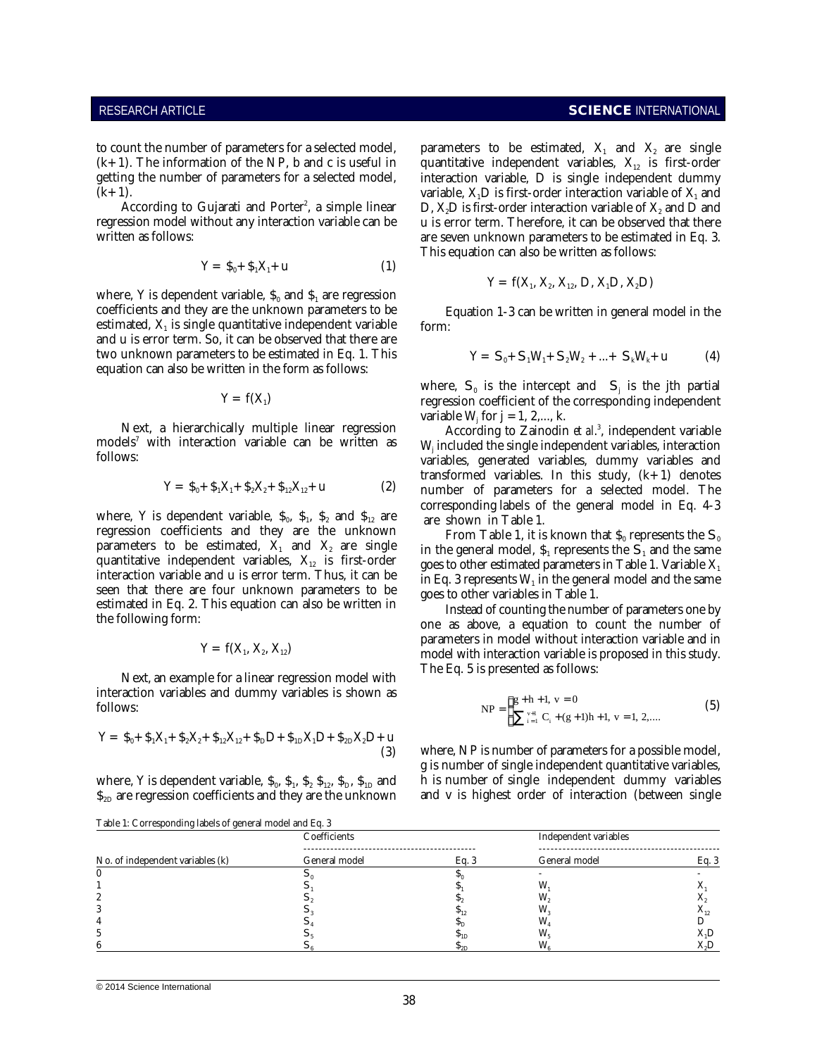to count the number of parameters for a selected model, $(k+1)$. The information of the NP, b and c is useful in getting the number of parameters for a selected model, $(k+1)$.

According to Gujarati and Porter[2], a simple linear regression model without any interaction variable can be written as follows:

$$Y = \beta_0 + \beta_1 X_1 + u \tag{1}$$

where, Y is dependent variable, $\beta_0$ and $\beta_1$ are regression coefficients and they are the unknown parameters to be estimated, $X_1$ is single quantitative independent variable and u is error term. So, it can be observed that there are two unknown parameters to be estimated in Eq. 1. This equation can also be written in the form as follows:

$$Y = f(X_1)$$

Next, a hierarchically multiple linear regression models[7] with interaction variable can be written as follows:

$$Y = \beta_0 + \beta_1 X_1 + \beta_2 X_2 + \beta_{12} X_{12} + u \tag{2}$$

where, Y is dependent variable, $\beta_0$, $\beta_1$, $\beta_2$ and $\beta_{12}$ are regression coefficients and they are the unknown parameters to be estimated, $X_1$ and $X_2$ are single quantitative independent variables, $X_{12}$ is first-order interaction variable and u is error term. Thus, it can be seen that there are four unknown parameters to be estimated in Eq. 2. This equation can also be written in the following form:

$$Y = f(X_1, X_2, X_{12})$$

Next, an example for a linear regression model with interaction variables and dummy variables is shown as follows:

$$Y = \beta_0 + \beta_1 X_1 + \beta_2 X_2 + \beta_{12} X_{12} + \beta_D D + \beta_{1D} X_1 D + \beta_{2D} X_2 D + u \tag{3}$$

where, Y is dependent variable, $\beta_0$, $\beta_1$, $\beta_2$ $\beta_{12}$, $\beta_D$, $\beta_{1D}$ and $\beta_{2D}$ are regression coefficients and they are the unknown parameters to be estimated, $X_1$ and $X_2$ are single quantitative independent variables, $X_{12}$ is first-order interaction variable, D is single independent dummy variable, $X_1D$ is first-order interaction variable of $X_1$ and D, $X_2D$ is first-order interaction variable of $X_2$ and D and u is error term. Therefore, it can be observed that there are seven unknown parameters to be estimated in Eq. 3. This equation can also be written as follows:

$$Y = f(X_1, X_2, X_{12}, D, X_1D, X_2D)$$

Equation 1-3 can be written in general model in the form:

$$Y = \Omega_0 + \Omega_1 W_1 + \Omega_2 W_2 + ... + \Omega_k W_k + u \tag{4}$$

where, $\Omega_0$ is the intercept and $\Omega_j$ is the jth partial regression coefficient of the corresponding independent variable $W_j$ for $j = 1, 2,..., k$.

According to Zainodin *et al.*[3], independent variable $W_j$ included the single independent variables, interaction variables, generated variables, dummy variables and transformed variables. In this study, $(k+1)$ denotes number of parameters for a selected model. The corresponding labels of the general model in Eq. 4-3 are shown in Table 1.

From Table 1, it is known that $\beta_0$ represents the $\Omega_0$ in the general model, $\beta_1$ represents the $\Omega_1$ and the same goes to other estimated parameters in Table 1. Variable $X_1$ in Eq. 3 represents $W_1$ in the general model and the same goes to other variables in Table 1.

Instead of counting the number of parameters one by one as above, a equation to count the number of parameters in model without interaction variable and in model with interaction variable is proposed in this study. The Eq. 5 is presented as follows:

$$NP = \begin{cases} g+h+1, & v = 0 \\ \sum_{i=1}^{v+1} C_i + (g+1)h + 1, & v = 1, 2, .... \end{cases} \tag{5}$$

where, NP is number of parameters for a possible model, g is number of single independent quantitative variables, h is number of single independent dummy variables and v is highest order of interaction (between single

Table 1: Corresponding labels of general model and Eq. 3

| | Coefficients | | Independent variables | |
|---|---|---|---|---|
| No. of independent variables (k) | General model | Eq. 3 | General model | Eq. 3 |
| 0 | $\Omega_0$ | $\beta_0$ | - | - |
| 1 | $\Omega_1$ | $\beta_1$ | $W_1$ | $X_1$ |
| 2 | $\Omega_2$ | $\beta_2$ | $W_2$ | $X_2$ |
| 3 | $\Omega_3$ | $\beta_{12}$ | $W_3$ | $X_{12}$ |
| 4 | $\Omega_4$ | $\beta_D$ | $W_4$ | D |
| 5 | $\Omega_5$ | $\beta_{1D}$ | $W_5$ | $X_1D$ |
| 6 | $\Omega_6$ | $\beta_{2D}$ | $W_6$ | $X_2D$ |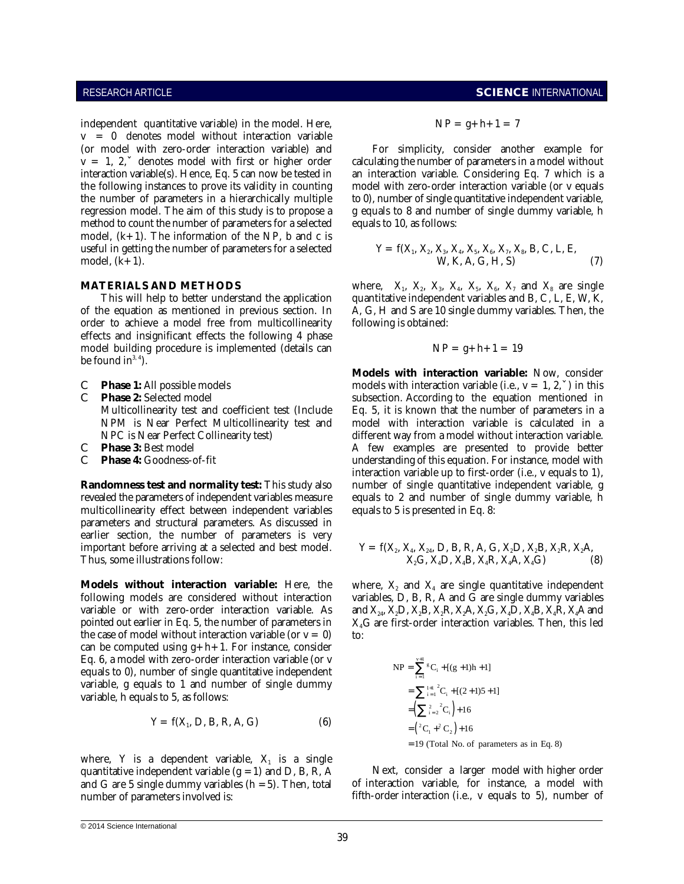independent quantitative variable) in the model. Here, $v = 0$ denotes model without interaction variable (or model with zero-order interaction variable) and $v = 1, 2, \ldots$ denotes model with first or higher order interaction variable(s). Hence, Eq. 5 can now be tested in the following instances to prove its validity in counting the number of parameters in a hierarchically multiple regression model. The aim of this study is to propose a method to count the number of parameters for a selected model, $(k+1)$. The information of the NP, b and c is useful in getting the number of parameters for a selected model, $(k+1)$.

## MATERIALS AND METHODS

This will help to better understand the application of the equation as mentioned in previous section. In order to achieve a model free from multicollinearity effects and insignificant effects the following 4 phase model building procedure is implemented (details can be found in[3,4]).

- **Phase 1:** All possible models
- **Phase 2:** Selected model
  Multicollinearity test and coefficient test (Include NPM is Near Perfect Multicollinearity test and NPC is Near Perfect Collinearity test)
- **Phase 3:** Best model
- **Phase 4:** Goodness-of-fit

**Randomness test and normality test:** This study also revealed the parameters of independent variables measure multicollinearity effect between independent variables parameters and structural parameters. As discussed in earlier section, the number of parameters is very important before arriving at a selected and best model. Thus, some illustrations follow:

**Models without interaction variable:** Here, the following models are considered without interaction variable or with zero-order interaction variable. As pointed out earlier in Eq. 5, the number of parameters in the case of model without interaction variable (or $v = 0$) can be computed using $g+h+1$. For instance, consider Eq. 6, a model with zero-order interaction variable (or v equals to 0), number of single quantitative independent variable, g equals to 1 and number of single dummy variable, h equals to 5, as follows:

$$Y = f(X_1, D, B, R, A, G) \tag{6}$$

where, Y is a dependent variable, $X_1$ is a single quantitative independent variable ($g = 1$) and D, B, R, A and G are 5 single dummy variables ($h = 5$). Then, total number of parameters involved is:

$$NP = g+h+1 = 7$$

For simplicity, consider another example for calculating the number of parameters in a model without an interaction variable. Considering Eq. 7 which is a model with zero-order interaction variable (or v equals to 0), number of single quantitative independent variable, g equals to 8 and number of single dummy variable, h equals to 10, as follows:

$$Y = f(X_1, X_2, X_3, X_4, X_5, X_6, X_7, X_8, B, C, L, E, W, K, A, G, H, S) \tag{7}$$

where, $X_1$, $X_2$, $X_3$, $X_4$, $X_5$, $X_6$, $X_7$ and $X_8$ are single quantitative independent variables and B, C, L, E, W, K, A, G, H and S are 10 single dummy variables. Then, the following is obtained:

$$NP = g+h+1 = 19$$

**Models with interaction variable:** Now, consider models with interaction variable (i.e., $v = 1, 2, \ldots$) in this subsection. According to the equation mentioned in Eq. 5, it is known that the number of parameters in a model with interaction variable is calculated in a different way from a model without interaction variable. A few examples are presented to provide better understanding of this equation. For instance, model with interaction variable up to first-order (i.e., v equals to 1), number of single quantitative independent variable, g equals to 2 and number of single dummy variable, h equals to 5 is presented in Eq. 8:

$$Y = f(X_2, X_4, X_{24}, D, B, R, A, G, X_2D, X_2B, X_2R, X_2A, X_2G, X_4D, X_4B, X_4R, X_4A, X_4G) \tag{8}$$

where, $X_2$ and $X_4$ are single quantitative independent variables, D, B, R, A and G are single dummy variables and $X_{24}$, $X_2D$, $X_2B$, $X_2R$, $X_2A$, $X_2G$, $X_4D$, $X_4B$, $X_4R$, $X_4A$ and $X_4G$ are first-order interaction variables. Then, this led to:

$$\begin{aligned}
NP &= \sum_{i=1}^{v+1} {}^{g}C_i + [(g+1)h+1] \\
&= \sum_{i=1}^{1+1} {}^{2}C_i + [(2+1)5+1] \\
&= \left(\sum_{i=2}^{2} {}^{2}C_i\right) + 16 \\
&= \left({}^{2}C_1 + {}^{2}C_2\right) + 16 \\
&= 19 \text{ (Total No. of parameters as in Eq. 8)}
\end{aligned}$$

Next, consider a larger model with higher order of interaction variable, for instance, a model with fifth-order interaction (i.e., v equals to 5), number of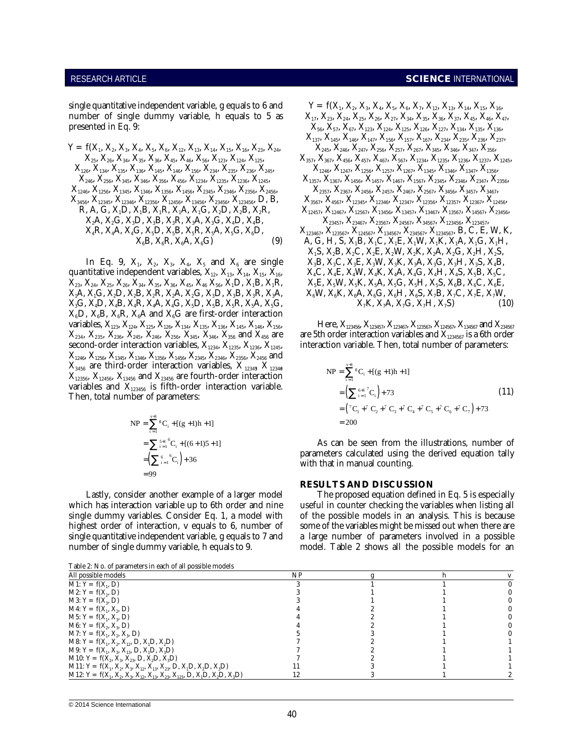single quantitative independent variable, g equals to 6 and number of single dummy variable, h equals to 5 as presented in Eq. 9:

$$Y = f(X_1, X_2, X_3, X_4, X_5, X_6, X_{12}, X_{13}, X_{14}, X_{15}, X_{16}, X_{23}, X_{24}, X_{25}, X_{26}, X_{34}, X_{35}, X_{36}, X_{45}, X_{46}, X_{56}, X_{123}, X_{124}, X_{125}, X_{126}, X_{134}, X_{135}, X_{136}, X_{145}, X_{146}, X_{156}, X_{234}, X_{235}, X_{236}, X_{245}, X_{246}, X_{256}, X_{345}, X_{346}, X_{356}, X_{456}, X_{1234}, X_{1235}, X_{1236}, X_{1245}, X_{1246}, X_{1256}, X_{1345}, X_{1346}, X_{1356}, X_{1456}, X_{2345}, X_{2346}, X_{2356}, X_{2456}, X_{3456}, X_{12345}, X_{12346}, X_{12356}, X_{12456}, X_{13456}, X_{23456}, X_{123456}, D, B, R, A, G, X_1D, X_1B, X_1R, X_1A, X_1G, X_2D, X_2B, X_2R, X_2A, X_2G, X_3D, X_3B, X_3R, X_3A, X_3G, X_4D, X_4B, X_4R, X_4A, X_4G, X_5D, X_5B, X_5R, X_5A, X_5G, X_6D, X_6B, X_6R, X_6A, X_6G) \quad (9)$$

In Eq. 9, $X_1$, $X_2$, $X_3$, $X_4$, $X_5$ and $X_6$ are single quantitative independent variables, $X_{12}$, $X_{13}$, $X_{14}$, $X_{15}$, $X_{16}$, $X_{23}$, $X_{24}$, $X_{25}$, $X_{26}$, $X_{34}$, $X_{35}$, $X_{36}$, $X_{45}$, $X_{46}$ $X_{56}$, $X_1D$, $X_1B$, $X_1R$, $X_1A$, $X_1G$, $X_2D$, $X_2B$, $X_2R$, $X_2A$, $X_2G$, $X_3D$, $X_3B$, $X_3R$, $X_3A$, $X_3G$, $X_4D$, $X_4B$, $X_4R$, $X_4A$, $X_4G$, $X_5D$, $X_5B$, $X_5R$, $X_5A$, $X_5G$, $X_6D$, $X_6B$, $X_6R$, $X_6A$ and $X_6G$ are first-order interaction variables, $X_{123}$, $X_{124}$, $X_{125}$, $X_{126}$, $X_{134}$, $X_{135}$, $X_{136}$, $X_{145}$, $X_{146}$, $X_{156}$, $X_{234}$, $X_{235}$, $X_{236}$, $X_{245}$, $X_{246}$, $X_{256}$, $X_{345}$, $X_{346}$, $X_{356}$ and $X_{456}$ are second-order interaction variables, $X_{1234}$, $X_{1235}$, $X_{1236}$, $X_{1245}$, $X_{1246}$, $X_{1256}$, $X_{1345}$, $X_{1346}$, $X_{1356}$, $X_{1456}$, $X_{2345}$, $X_{2346}$, $X_{2356}$, $X_{2456}$ and $X_{3456}$ are third-order interaction variables, $X_{12345}$, $X_{12346}$, $X_{12356}$, $X_{12456}$, $X_{13456}$ and $X_{23456}$ are fourth-order interaction variables and $X_{123456}$ is fifth-order interaction variable. Then, total number of parameters:

$$\begin{aligned}
NP &= \sum_{i=1}^{v+1} {}^{g}C_i + [(g+1)h+1] \\
&= \sum_{i=1}^{5+1} {}^{6}C_i + [(6+1)5+1] \\
&= \left(\sum_{i=1}^{6} {}^{6}C_i\right) + 36 \\
&= 99
\end{aligned}$$

Lastly, consider another example of a larger model which has interaction variable up to 6th order and nine single dummy variables. Consider Eq. 1, a model with highest order of interaction, v equals to 6, number of single quantitative independent variable, g equals to 7 and number of single dummy variable, h equals to 9.

$$Y = f(X_1, X_2, X_3, X_4, X_5, X_6, X_7, X_{12}, X_{13}, X_{14}, X_{15}, X_{16}, X_{17}, X_{23}, X_{24}, X_{25}, X_{26}, X_{27}, X_{34}, X_{35}, X_{36}, X_{37}, X_{45}, X_{46}, X_{47}, X_{56}, X_{57}, X_{67}, X_{123}, X_{124}, X_{125}, X_{126}, X_{127}, X_{134}, X_{135}, X_{136}, X_{137}, X_{145}, X_{146}, X_{147}, X_{156}, X_{157}, X_{167}, X_{234}, X_{235}, X_{236}, X_{237}, X_{245}, X_{246}, X_{247}, X_{256}, X_{257}, X_{267}, X_{345}, X_{346}, X_{347}, X_{356}, X_{357}, X_{367}, X_{456}, X_{457}, X_{467}, X_{567}, X_{1234}, X_{1235}, X_{1236}, X_{1237}, X_{1245}, X_{1246}, X_{1247}, X_{1256}, X_{1257}, X_{1267}, X_{1345}, X_{1346}, X_{1347}, X_{1356}, X_{1357}, X_{1367}, X_{1456}, X_{1457}, X_{1467}, X_{1567}, X_{2345}, X_{2346}, X_{2347}, X_{2356}, X_{2357}, X_{2367}, X_{2456}, X_{2457}, X_{2467}, X_{2567}, X_{3456}, X_{3457}, X_{3467}, X_{3567}, X_{4567}, X_{12345}, X_{12346}, X_{12347}, X_{12356}, X_{12357}, X_{12367}, X_{12456}, X_{12457}, X_{12467}, X_{12567}, X_{13456}, X_{13457}, X_{13467}, X_{13567}, X_{14567}, X_{23456}, X_{23457}, X_{23467}, X_{23567}, X_{24567}, X_{34567}, X_{123456}, X_{123457}, X_{123467}, X_{123567}, X_{124567}, X_{134567}, X_{234567}, X_{1234567}, B, C, E, W, K, A, G, H, S, X_1B, X_1C, X_1E, X_1W, X_1K, X_1A, X_1G, X_1H, X_1S, X_2B, X_2C, X_2E, X_2W, X_2K, X_2A, X_2G, X_2H, X_2S, X_3B, X_3C, X_3E, X_3W, X_3K, X_3A, X_3G, X_3H, X_3S, X_4B, X_4C, X_4E, X_4W, X_4K, X_4A, X_4G, X_4H, X_4S, X_5B, X_5C, X_5E, X_5W, X_5K, X_5A, X_5G, X_5H, X_5S, X_6B, X_6C, X_6E, X_6W, X_6K, X_6A, X_6G, X_6H, X_6S, X_7B, X_7C, X_7E, X_7W, X_7K, X_7A, X_7G, X_7H, X_7S) \quad (10)$$

Here, $X_{123456}$, $X_{123457}$, $X_{123467}$, $X_{123567}$, $X_{124567}$, $X_{134567}$ and $X_{234567}$ are 5th order interaction variables and $X_{1234567}$ is a 6th order interaction variable. Then, total number of parameters:

$$\begin{aligned}
NP &= \sum_{i=1}^{v+1} {}^{g}C_i + [(g+1)h+1] \\
&= \left(\sum_{i=1}^{6+1} {}^{7}C_i\right) + 73 \\
&= \left({}^{7}C_1 + {}^{7}C_2 + {}^{7}C_3 + {}^{7}C_4 + {}^{7}C_5 + {}^{7}C_6 + {}^{7}C_7\right) + 73 \\
&= 200
\end{aligned} \quad (11)$$

As can be seen from the illustrations, number of parameters calculated using the derived equation tally with that in manual counting.

## RESULTS AND DISCUSSION

The proposed equation defined in Eq. 5 is especially useful in counter checking the variables when listing all of the possible models in an analysis. This is because some of the variables might be missed out when there are a large number of parameters involved in a possible model. Table 2 shows all the possible models for an

Table 2: No. of parameters in each of all possible models

| All possible models | NP | g | h | v |
|---|---|---|---|---|
| M1: $Y = f(X_1, D)$ | 3 | 1 | 1 | 0 |
| M2: $Y = f(X_2, D)$ | 3 | 1 | 1 | 0 |
| M3: $Y = f(X_3, D)$ | 3 | 1 | 1 | 0 |
| M4: $Y = f(X_1, X_2, D)$ | 4 | 2 | 1 | 0 |
| M5: $Y = f(X_1, X_3, D)$ | 4 | 2 | 1 | 0 |
| M6: $Y = f(X_2, X_3, D)$ | 4 | 2 | 1 | 0 |
| M7: $Y = f(X_1, X_2, X_3, D)$ | 5 | 3 | 1 | 0 |
| M8: $Y = f(X_1, X_2, X_{12}, D, X_1D, X_2D)$ | 7 | 2 | 1 | 1 |
| M9: $Y = f(X_1, X_3, X_{13}, D, X_1D, X_3D)$ | 7 | 2 | 1 | 1 |
| M10: $Y = f(X_2, X_3, X_{23}, D, X_2D, X_3D)$ | 7 | 2 | 1 | 1 |
| M11: $Y = f(X_1, X_2, X_3, X_{12}, X_{13}, X_{23}, D, X_1D, X_2D, X_3D)$ | 11 | 3 | 1 | 1 |
| M12: $Y = f(X_1, X_2, X_3, X_{12}, X_{13}, X_{23}, X_{123}, D, X_1D, X_2D, X_3D)$ | 12 | 3 | 1 | 2 |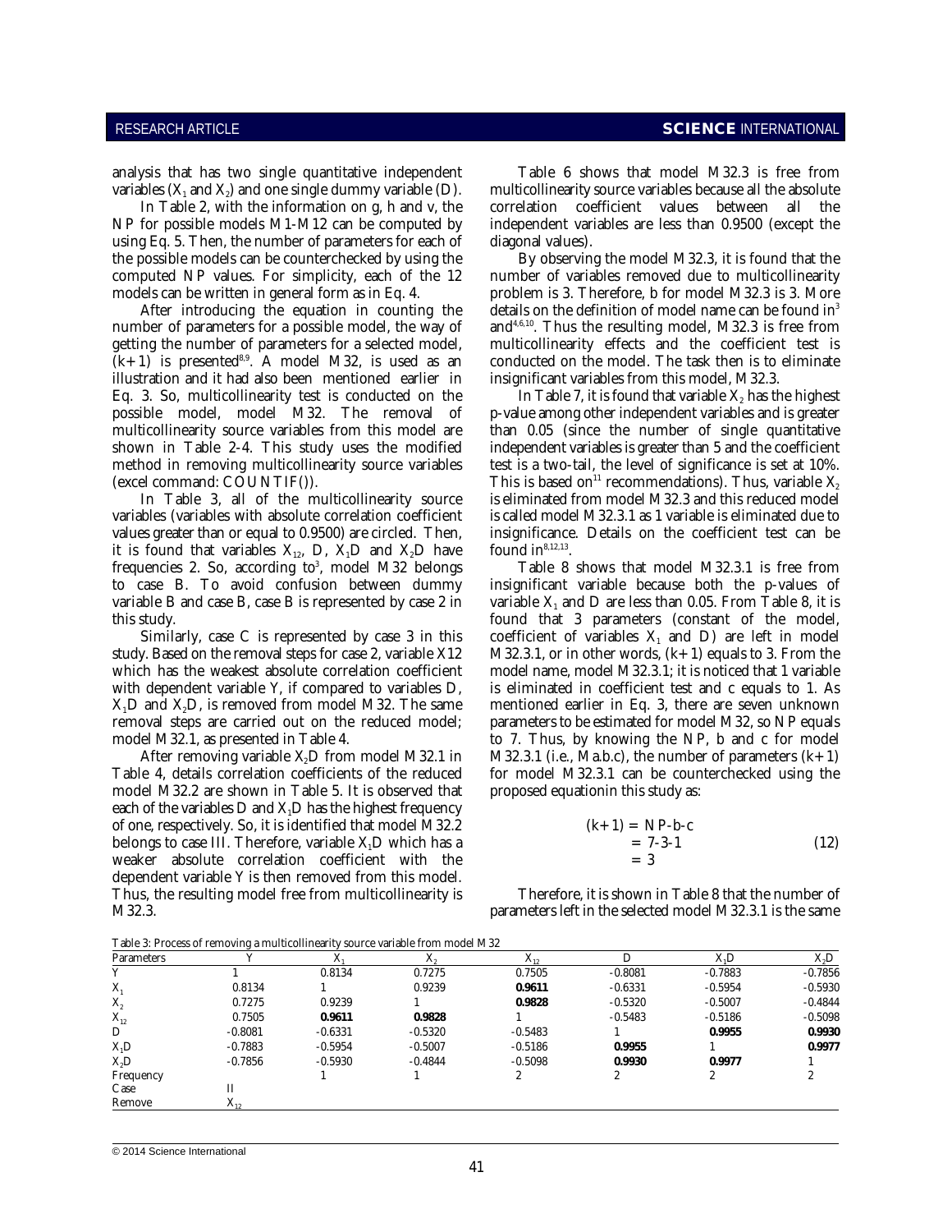analysis that has two single quantitative independent variables ($X_1$ and $X_2$) and one single dummy variable (D).

In Table 2, with the information on g, h and v, the NP for possible models M1-M12 can be computed by using Eq. 5. Then, the number of parameters for each of the possible models can be counterchecked by using the computed NP values. For simplicity, each of the 12 models can be written in general form as in Eq. 4.

After introducing the equation in counting the number of parameters for a possible model, the way of getting the number of parameters for a selected model, $(k+1)$ is presented[8,9]. A model M32, is used as an illustration and it had also been mentioned earlier in Eq. 3. So, multicollinearity test is conducted on the possible model, model M32. The removal of multicollinearity source variables from this model are shown in Table 2-4. This study uses the modified method in removing multicollinearity source variables (excel command: COUNTIF()).

In Table 3, all of the multicollinearity source variables (variables with absolute correlation coefficient values greater than or equal to 0.9500) are circled. Then, it is found that variables $X_{12}$, D, $X_1D$ and $X_2D$ have frequencies 2. So, according to[3], model M32 belongs to case B. To avoid confusion between dummy variable B and case B, case B is represented by case 2 in this study.

Similarly, case C is represented by case 3 in this study. Based on the removal steps for case 2, variable X12 which has the weakest absolute correlation coefficient with dependent variable Y, if compared to variables D, $X_1D$ and $X_2D$, is removed from model M32. The same removal steps are carried out on the reduced model; model M32.1, as presented in Table 4.

After removing variable $X_2D$ from model M32.1 in Table 4, details correlation coefficients of the reduced model M32.2 are shown in Table 5. It is observed that each of the variables D and $X_1D$ has the highest frequency of one, respectively. So, it is identified that model M32.2 belongs to case III. Therefore, variable $X_1D$ which has a weaker absolute correlation coefficient with the dependent variable Y is then removed from this model. Thus, the resulting model free from multicollinearity is M32.3.

Table 6 shows that model M32.3 is free from multicollinearity source variables because all the absolute correlation coefficient values between all the independent variables are less than 0.9500 (except the diagonal values).

By observing the model M32.3, it is found that the number of variables removed due to multicollinearity problem is 3. Therefore, b for model M32.3 is 3. More details on the definition of model name can be found in[3] and[4,6,10]. Thus the resulting model, M32.3 is free from multicollinearity effects and the coefficient test is conducted on the model. The task then is to eliminate insignificant variables from this model, M32.3.

In Table 7, it is found that variable $X_2$ has the highest p-value among other independent variables and is greater than 0.05 (since the number of single quantitative independent variables is greater than 5 and the coefficient test is a two-tail, the level of significance is set at 10%. This is based on[11] recommendations). Thus, variable $X_2$ is eliminated from model M32.3 and this reduced model is called model M32.3.1 as 1 variable is eliminated due to insignificance. Details on the coefficient test can be found in[8,12,13].

Table 8 shows that model M32.3.1 is free from insignificant variable because both the p-values of variable $X_1$ and D are less than 0.05. From Table 8, it is found that 3 parameters (constant of the model, coefficient of variables $X_1$ and D) are left in model M32.3.1, or in other words, $(k+1)$ equals to 3. From the model name, model M32.3.1; it is noticed that 1 variable is eliminated in coefficient test and c equals to 1. As mentioned earlier in Eq. 3, there are seven unknown parameters to be estimated for model M32, so NP equals to 7. Thus, by knowing the NP, b and c for model M32.3.1 (i.e., Ma.b.c), the number of parameters $(k+1)$ for model M32.3.1 can be counterchecked using the proposed equationin this study as:

$$\begin{aligned}(k+1) &= NP\text{-}b\text{-}c \\ &= 7\text{-}3\text{-}1 \\ &= 3\end{aligned} \tag{12}$$

Therefore, it is shown in Table 8 that the number of parameters left in the selected model M32.3.1 is the same

Table 3: Process of removing a multicollinearity source variable from model M32

| Parameters | Y | $X_1$ | $X_2$ | $X_{12}$ | D | $X_1D$ | $X_2D$ |
|---|---|---|---|---|---|---|---|
| Y | 1 | 0.8134 | 0.7275 | 0.7505 | -0.8081 | -0.7883 | -0.7856 |
| $X_1$ | 0.8134 | 1 | 0.9239 | **0.9611** | -0.6331 | -0.5954 | -0.5930 |
| $X_2$ | 0.7275 | 0.9239 | 1 | **0.9828** | -0.5320 | -0.5007 | -0.4844 |
| $X_{12}$ | 0.7505 | **0.9611** | **0.9828** | 1 | -0.5483 | -0.5186 | -0.5098 |
| D | -0.8081 | -0.6331 | -0.5320 | -0.5483 | 1 | **0.9955** | **0.9930** |
| $X_1D$ | -0.7883 | -0.5954 | -0.5007 | -0.5186 | **0.9955** | 1 | **0.9977** |
| $X_2D$ | -0.7856 | -0.5930 | -0.4844 | -0.5098 | **0.9930** | **0.9977** | 1 |
| Frequency | | 1 | 1 | 2 | 2 | 2 | 2 |
| Case | II | | | | | | |
| Remove | $X_{12}$ | | | | | | |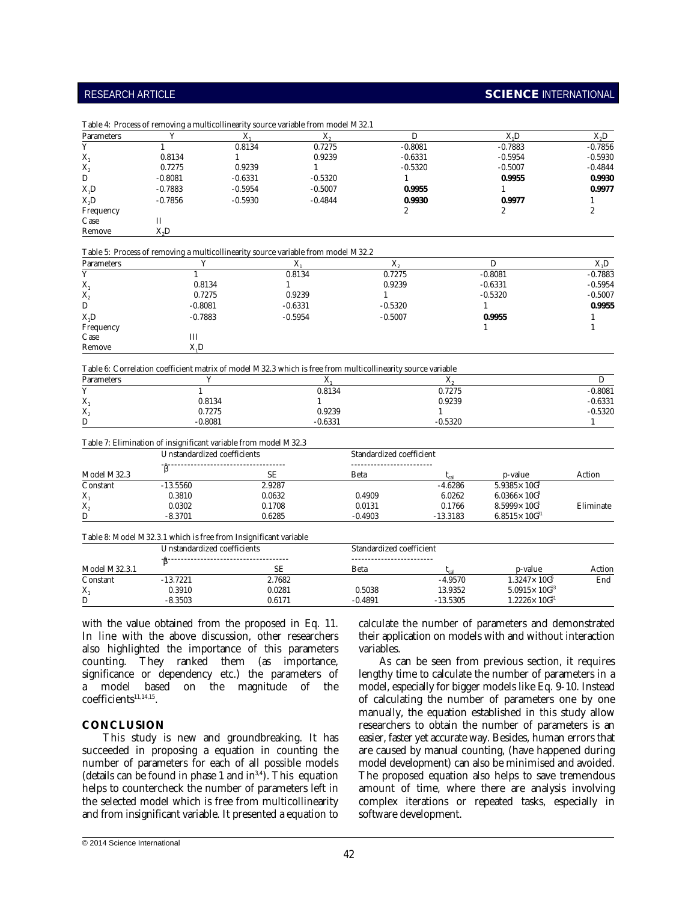Table 4: Process of removing a multicollinearity source variable from model M32.1

| Parameters | Y | $X_1$ | $X_2$ | D | $X_1D$ | $X_2D$ |
|---|---|---|---|---|---|---|
| Y | 1 | 0.8134 | 0.7275 | -0.8081 | -0.7883 | -0.7856 |
| $X_1$ | 0.8134 | 1 | 0.9239 | -0.6331 | -0.5954 | -0.5930 |
| $X_2$ | 0.7275 | 0.9239 | 1 | -0.5320 | -0.5007 | -0.4844 |
| D | -0.8081 | -0.6331 | -0.5320 | 1 | **0.9955** | **0.9930** |
| $X_1D$ | -0.7883 | -0.5954 | -0.5007 | **0.9955** | 1 | **0.9977** |
| $X_2D$ | -0.7856 | -0.5930 | -0.4844 | **0.9930** | **0.9977** | 1 |
| Frequency | | | | 2 | 2 | 2 |
| Case | II | | | | | |
| Remove | $X_2D$ | | | | | |

Table 5: Process of removing a multicollinearity source variable from model M32.2

| Parameters | Y | $X_1$ | $X_2$ | D | $X_1D$ |
|---|---|---|---|---|---|
| Y | 1 | 0.8134 | 0.7275 | -0.8081 | -0.7883 |
| $X_1$ | 0.8134 | 1 | 0.9239 | -0.6331 | -0.5954 |
| $X_2$ | 0.7275 | 0.9239 | 1 | -0.5320 | -0.5007 |
| D | -0.8081 | -0.6331 | -0.5320 | 1 | **0.9955** |
| $X_1D$ | -0.7883 | -0.5954 | -0.5007 | **0.9955** | 1 |
| Frequency | | | | 1 | 1 |
| Case | III | | | | |
| Remove | $X_1D$ | | | | |

Table 6: Correlation coefficient matrix of model M32.3 which is free from multicollinearity source variable

| Parameters | Y | $X_1$ | $X_2$ | D |
|---|---|---|---|---|
| Y | 1 | 0.8134 | 0.7275 | -0.8081 |
| $X_1$ | 0.8134 | 1 | 0.9239 | -0.6331 |
| $X_2$ | 0.7275 | 0.9239 | 1 | -0.5320 |
| D | -0.8081 | -0.6331 | -0.5320 | 1 |

Table 7: Elimination of insignificant variable from model M32.3

| | Unstandardized coefficients | | Standardized coefficient | | | |
|---|---|---|---|---|---|---|
| Model M32.3 | $\hat{\beta}$ | SE | Beta | $t_{cal}$ | p-value | Action |
| Constant | -13.5560 | 2.9287 | | -4.6286 | $5.9385\times10^{-5}$ | |
| $X_1$ | 0.3810 | 0.0632 | 0.4909 | 6.0262 | $6.0366\times10^{-7}$ | |
| $X_2$ | 0.0302 | 0.1708 | 0.0131 | 0.1766 | $8.5999\times10^{-1}$ | Eliminate |
| D | -8.3701 | 0.6285 | -0.4903 | -13.3183 | $6.8515\times10^{-21}$ | |

Table 8: Model M32.3.1 which is free from Insignificant variable

| | Unstandardized coefficients | | Standardized coefficient | | | |
|---|---|---|---|---|---|---|
| Model M32.3.1 | $\hat{\beta}$ | SE | Beta | $t_{cal}$ | p-value | Action |
| Constant | -13.7221 | 2.7682 | | -4.9570 | $1.3247\times10^{-5}$ | End |
| $X_1$ | 0.3910 | 0.0281 | 0.5038 | 13.9352 | $5.0915\times10^{-23}$ | |
| D | -8.3503 | 0.6171 | -0.4891 | -13.5305 | $1.2226\times10^{-21}$ | |

with the value obtained from the proposed in Eq. 11. In line with the above discussion, other researchers also highlighted the importance of this parameters counting. They ranked them (as importance, significance or dependency etc.) the parameters of a model based on the magnitude of the coefficients[11,14,15].

## CONCLUSION

This study is new and groundbreaking. It has succeeded in proposing a equation in counting the number of parameters for each of all possible models (details can be found in phase 1 and in[3,4]). This equation helps to countercheck the number of parameters left in the selected model which is free from multicollinearity and from insignificant variable. It presented a equation to calculate the number of parameters and demonstrated their application on models with and without interaction variables.

As can be seen from previous section, it requires lengthy time to calculate the number of parameters in a model, especially for bigger models like Eq. 9-10. Instead of calculating the number of parameters one by one manually, the equation established in this study allow researchers to obtain the number of parameters is an easier, faster yet accurate way. Besides, human errors that are caused by manual counting, (have happened during model development) can also be minimised and avoided. The proposed equation also helps to save tremendous amount of time, where there are analysis involving complex iterations or repeated tasks, especially in software development.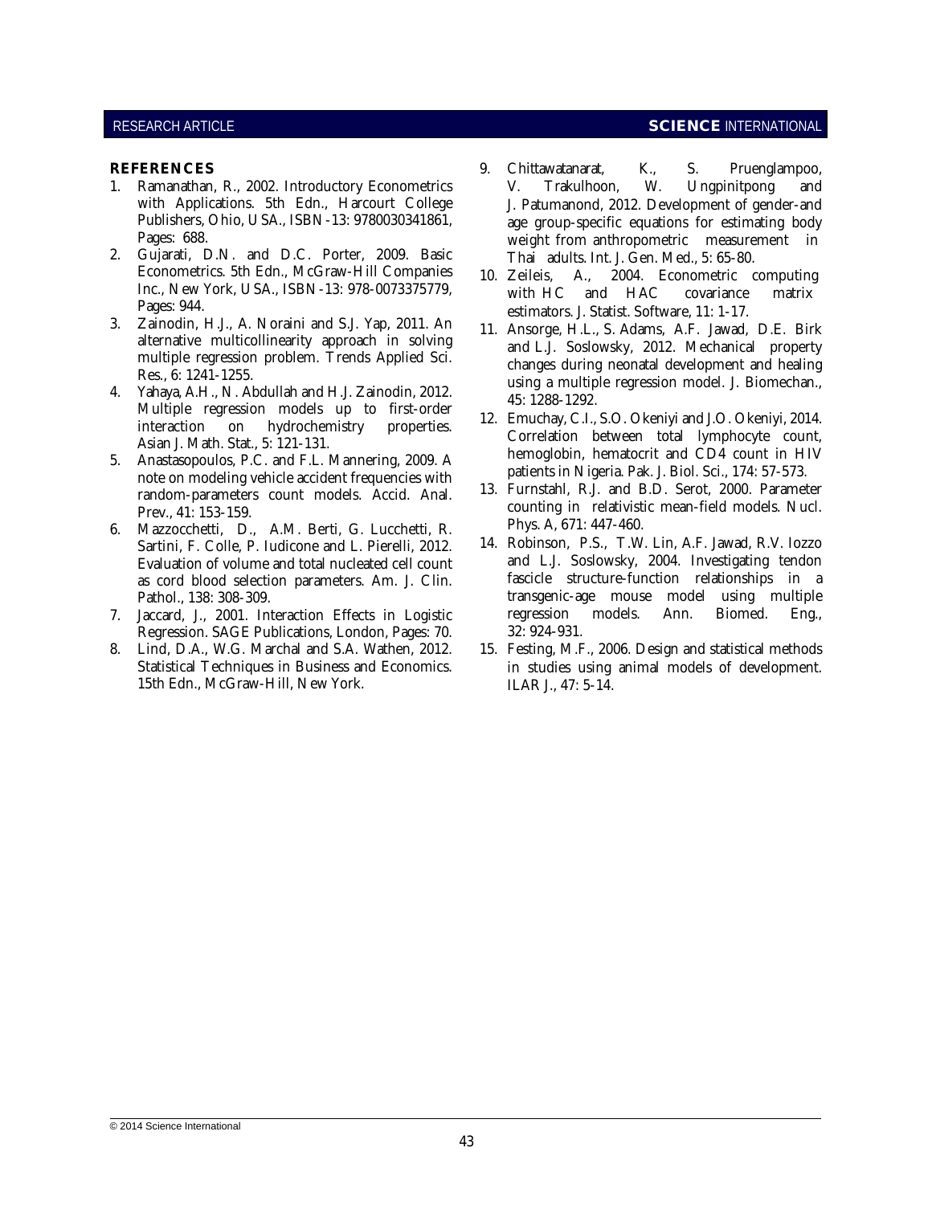## REFERENCES

1. Ramanathan, R., 2002. Introductory Econometrics with Applications. 5th Edn., Harcourt College Publishers, Ohio, USA., ISBN-13: 9780030341861, Pages: 688.
2. Gujarati, D.N. and D.C. Porter, 2009. Basic Econometrics. 5th Edn., McGraw-Hill Companies Inc., New York, USA., ISBN-13: 978-0073375779, Pages: 944.
3. Zainodin, H.J., A. Noraini and S.J. Yap, 2011. An alternative multicollinearity approach in solving multiple regression problem. Trends Applied Sci. Res., 6: 1241-1255.
4. Yahaya, A.H., N. Abdullah and H.J. Zainodin, 2012. Multiple regression models up to first-order interaction on hydrochemistry properties. Asian J. Math. Stat., 5: 121-131.
5. Anastasopoulos, P.C. and F.L. Mannering, 2009. A note on modeling vehicle accident frequencies with random-parameters count models. Accid. Anal. Prev., 41: 153-159.
6. Mazzocchetti, D., A.M. Berti, G. Lucchetti, R. Sartini, F. Colle, P. Iudicone and L. Pierelli, 2012. Evaluation of volume and total nucleated cell count as cord blood selection parameters. Am. J. Clin. Pathol., 138: 308-309.
7. Jaccard, J., 2001. Interaction Effects in Logistic Regression. SAGE Publications, London, Pages: 70.
8. Lind, D.A., W.G. Marchal and S.A. Wathen, 2012. Statistical Techniques in Business and Economics. 15th Edn., McGraw-Hill, New York.
9. Chittawatanarat, K., S. Pruenglampoo, V. Trakulhoon, W. Ungpinitpong and J. Patumanond, 2012. Development of gender-and age group-specific equations for estimating body weight from anthropometric measurement in Thai adults. Int. J. Gen. Med., 5: 65-80.
10. Zeileis, A., 2004. Econometric computing with HC and HAC covariance matrix estimators. J. Statist. Software, 11: 1-17.
11. Ansorge, H.L., S. Adams, A.F. Jawad, D.E. Birk and L.J. Soslowsky, 2012. Mechanical property changes during neonatal development and healing using a multiple regression model. J. Biomechan., 45: 1288-1292.
12. Emuchay, C.I., S.O. Okeniyi and J.O. Okeniyi, 2014. Correlation between total lymphocyte count, hemoglobin, hematocrit and CD4 count in HIV patients in Nigeria. Pak. J. Biol. Sci., 174: 57-573.
13. Furnstahl, R.J. and B.D. Serot, 2000. Parameter counting in relativistic mean-field models. Nucl. Phys. A, 671: 447-460.
14. Robinson, P.S., T.W. Lin, A.F. Jawad, R.V. Iozzo and L.J. Soslowsky, 2004. Investigating tendon fascicle structure-function relationships in a transgenic-age mouse model using multiple regression models. Ann. Biomed. Eng., 32: 924-931.
15. Festing, M.F., 2006. Design and statistical methods in studies using animal models of development. ILAR J., 47: 5-14.